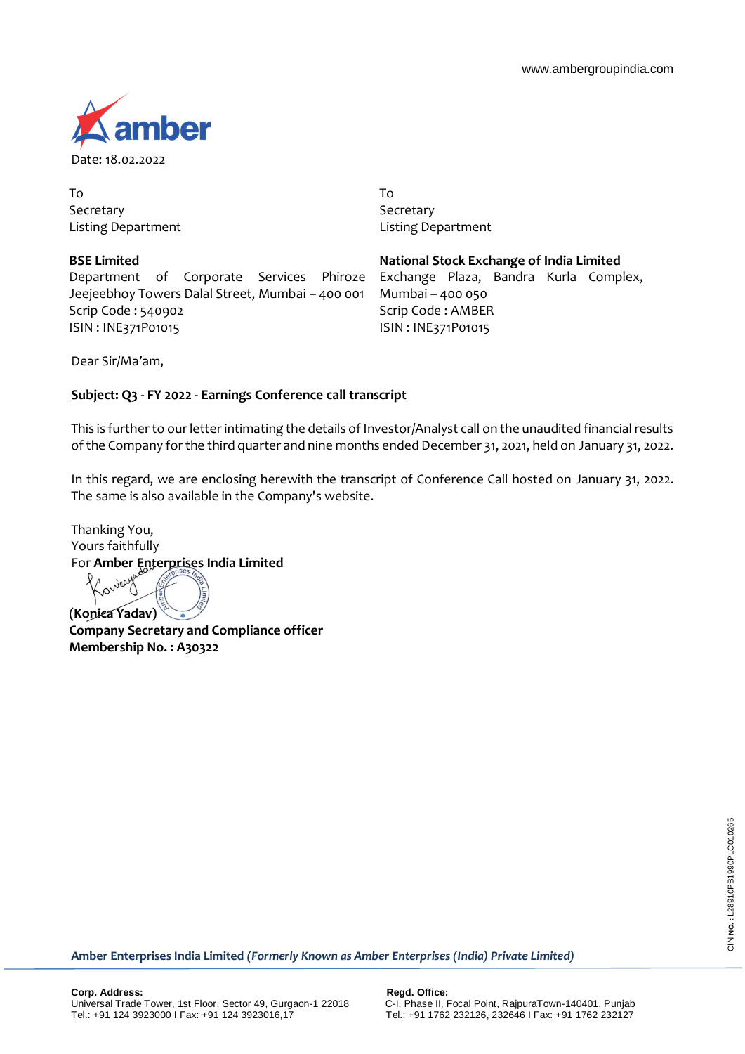www.ambergroupindia.com

Date: 18.02.2022

To
Secretary
Listing Department

**BSE Limited**
Department of Corporate Services Phiroze Jeejeebhoy Towers Dalal Street, Mumbai – 400 001
Scrip Code : 540902
ISIN : INE371P01015

To
Secretary
Listing Department

**National Stock Exchange of India Limited**
Exchange Plaza, Bandra Kurla Complex, Mumbai – 400 050
Scrip Code : AMBER
ISIN : INE371P01015

Dear Sir/Ma'am,

**Subject: Q3 - FY 2022 - Earnings Conference call transcript**

This is further to our letter intimating the details of Investor/Analyst call on the unaudited financial results of the Company for the third quarter and nine months ended December 31, 2021, held on January 31, 2022.

In this regard, we are enclosing herewith the transcript of Conference Call hosted on January 31, 2022. The same is also available in the Company's website.

Thanking You,
Yours faithfully
For **Amber Enterprises India Limited**

**(Konica Yadav)**
**Company Secretary and Compliance officer**
**Membership No. : A30322**

CIN No.: L28910PB1990PLC010265

**Amber Enterprises India Limited** ***(Formerly Known as Amber Enterprises (India) Private Limited)***

**Corp. Address:**
Universal Trade Tower, 1st Floor, Sector 49, Gurgaon-1 22018
Tel.: +91 124 3923000 I Fax: +91 124 3923016,17

**Regd. Office:**
C-I, Phase II, Focal Point, RajpuraTown-140401, Punjab
Tel.: +91 1762 232126, 232646 I Fax: +91 1762 232127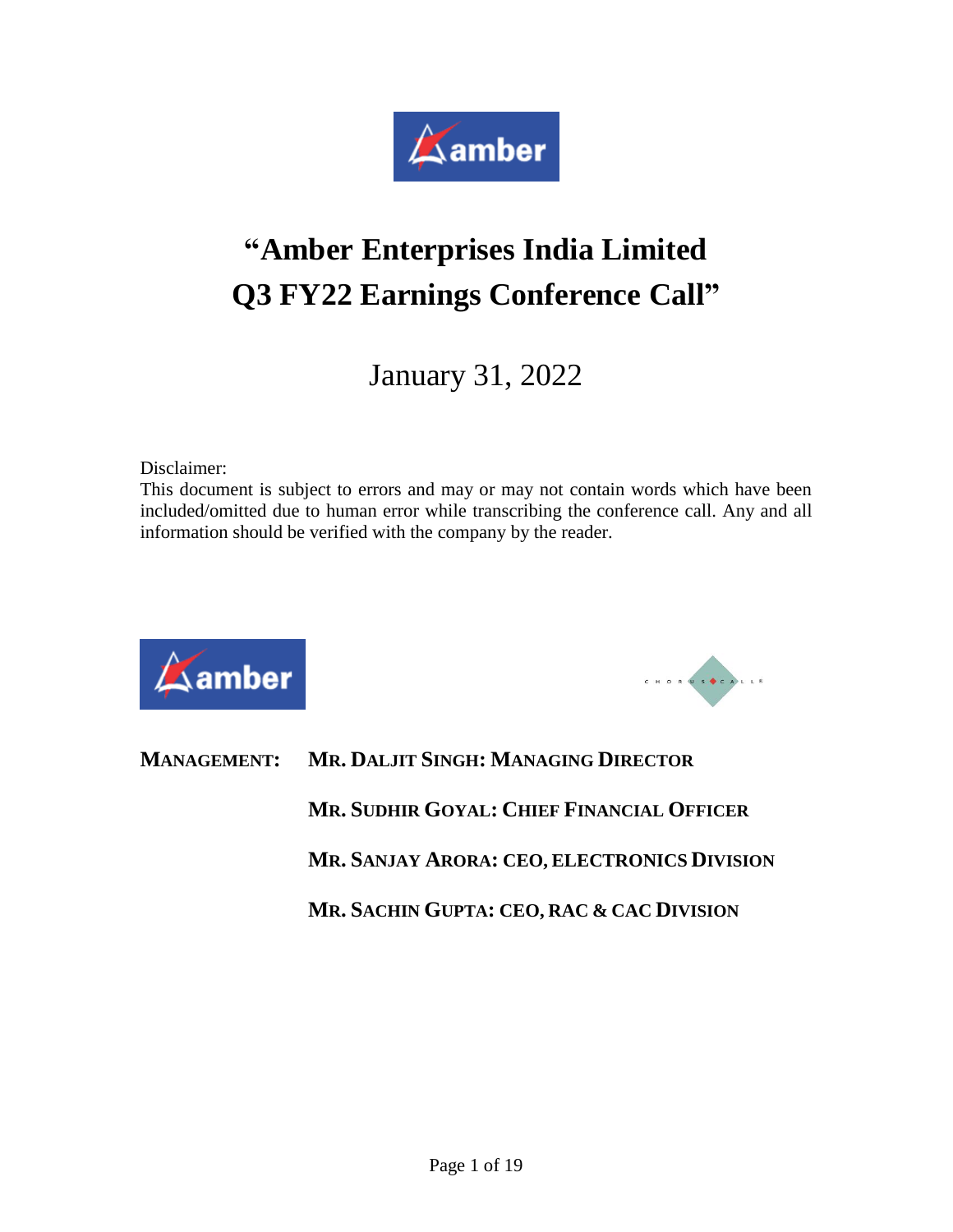# "Amber Enterprises India Limited Q3 FY22 Earnings Conference Call"

January 31, 2022

Disclaimer:
This document is subject to errors and may or may not contain words which have been included/omitted due to human error while transcribing the conference call. Any and all information should be verified with the company by the reader.

**MANAGEMENT:** **MR. DALJIT SINGH: MANAGING DIRECTOR**

**MR. SUDHIR GOYAL: CHIEF FINANCIAL OFFICER**

**MR. SANJAY ARORA: CEO, ELECTRONICS DIVISION**

**MR. SACHIN GUPTA: CEO, RAC & CAC DIVISION**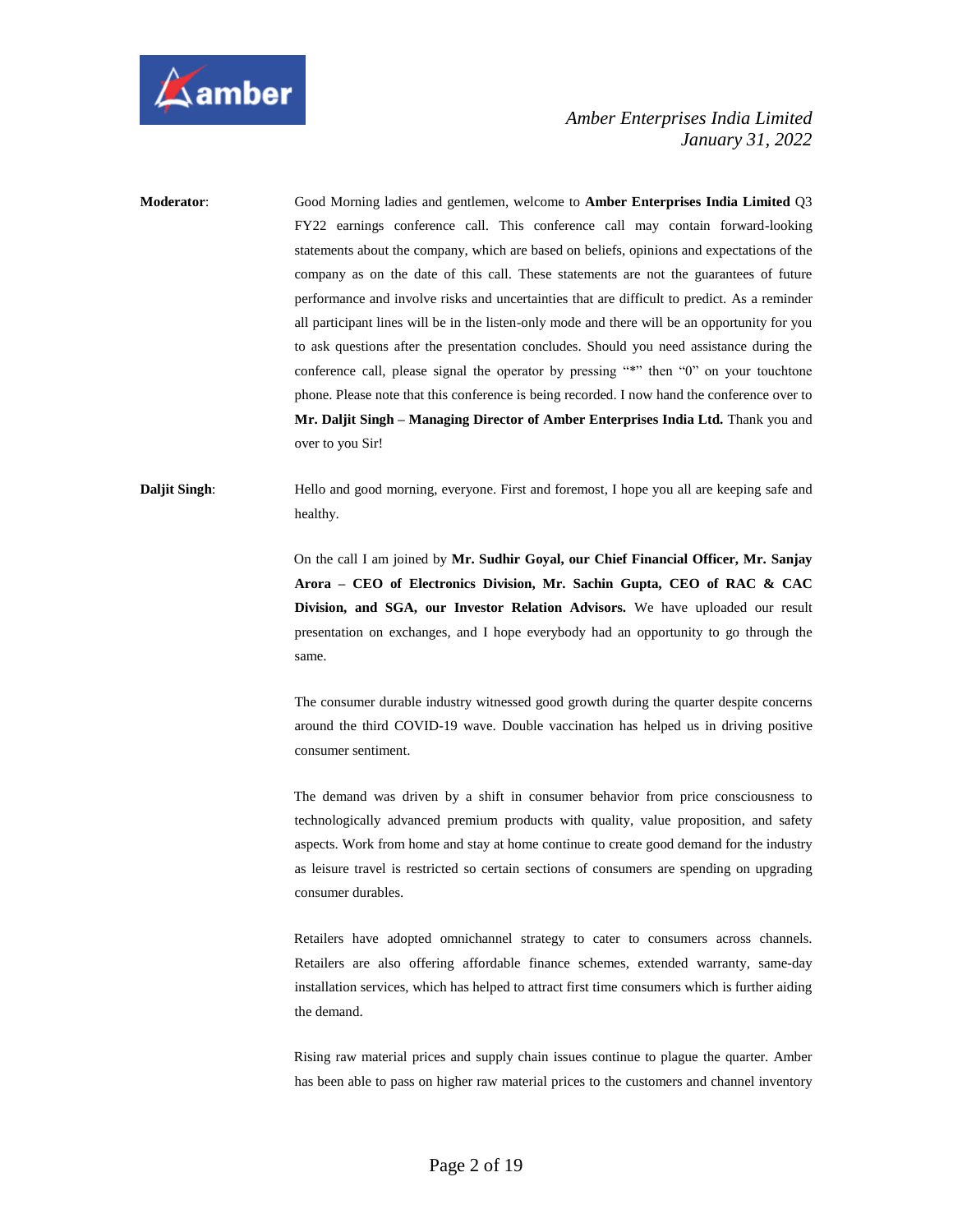**Moderator**: Good Morning ladies and gentlemen, welcome to **Amber Enterprises India Limited** Q3 FY22 earnings conference call. This conference call may contain forward-looking statements about the company, which are based on beliefs, opinions and expectations of the company as on the date of this call. These statements are not the guarantees of future performance and involve risks and uncertainties that are difficult to predict. As a reminder all participant lines will be in the listen-only mode and there will be an opportunity for you to ask questions after the presentation concludes. Should you need assistance during the conference call, please signal the operator by pressing "*" then "0" on your touchtone phone. Please note that this conference is being recorded. I now hand the conference over to **Mr. Daljit Singh – Managing Director of Amber Enterprises India Ltd.** Thank you and over to you Sir!

**Daljit Singh**: Hello and good morning, everyone. First and foremost, I hope you all are keeping safe and healthy.

On the call I am joined by **Mr. Sudhir Goyal, our Chief Financial Officer, Mr. Sanjay Arora – CEO of Electronics Division, Mr. Sachin Gupta, CEO of RAC & CAC Division, and SGA, our Investor Relation Advisors.** We have uploaded our result presentation on exchanges, and I hope everybody had an opportunity to go through the same.

The consumer durable industry witnessed good growth during the quarter despite concerns around the third COVID-19 wave. Double vaccination has helped us in driving positive consumer sentiment.

The demand was driven by a shift in consumer behavior from price consciousness to technologically advanced premium products with quality, value proposition, and safety aspects. Work from home and stay at home continue to create good demand for the industry as leisure travel is restricted so certain sections of consumers are spending on upgrading consumer durables.

Retailers have adopted omnichannel strategy to cater to consumers across channels. Retailers are also offering affordable finance schemes, extended warranty, same-day installation services, which has helped to attract first time consumers which is further aiding the demand.

Rising raw material prices and supply chain issues continue to plague the quarter. Amber has been able to pass on higher raw material prices to the customers and channel inventory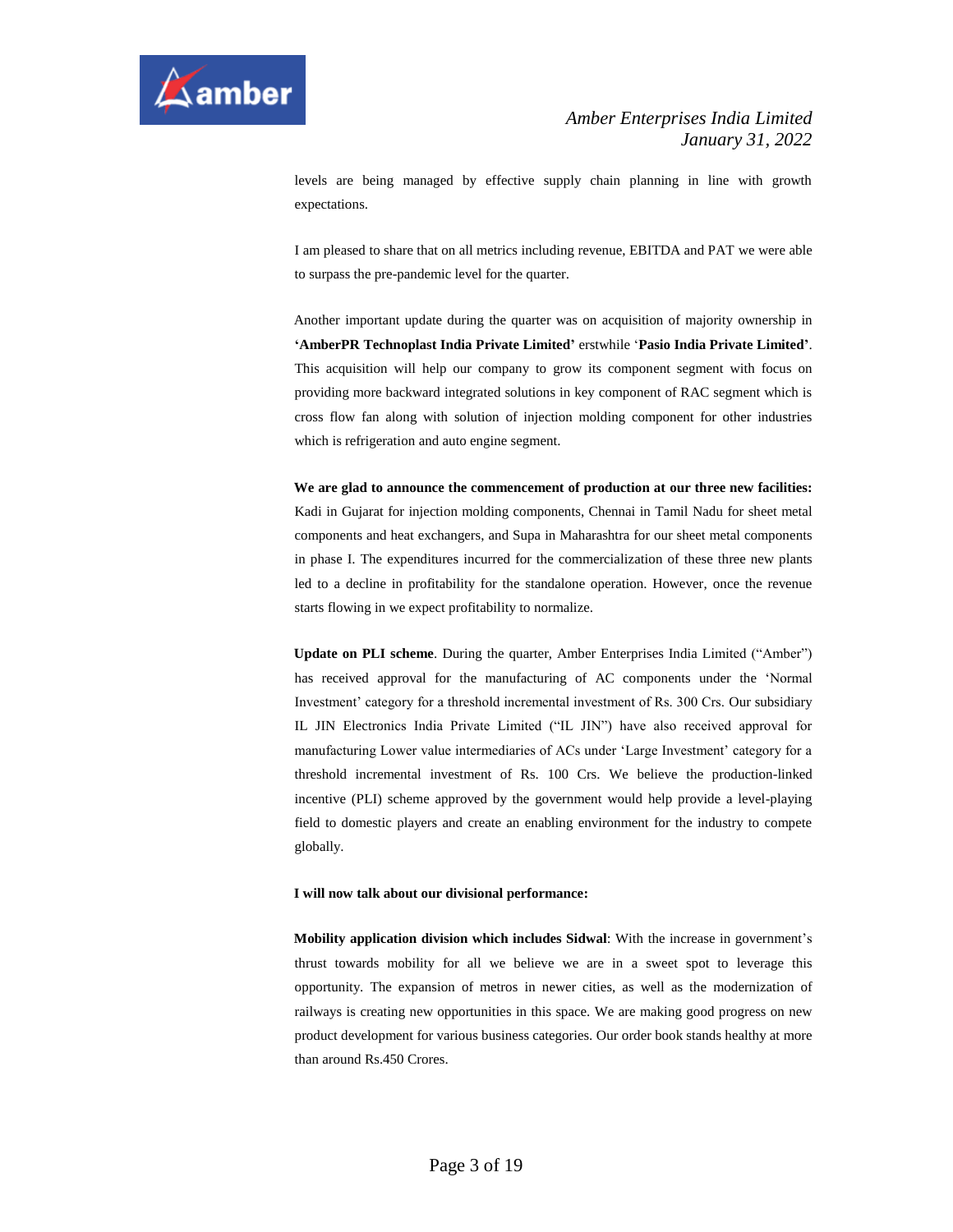levels are being managed by effective supply chain planning in line with growth expectations.

I am pleased to share that on all metrics including revenue, EBITDA and PAT we were able to surpass the pre-pandemic level for the quarter.

Another important update during the quarter was on acquisition of majority ownership in **'AmberPR Technoplast India Private Limited'** erstwhile '**Pasio India Private Limited**'. This acquisition will help our company to grow its component segment with focus on providing more backward integrated solutions in key component of RAC segment which is cross flow fan along with solution of injection molding component for other industries which is refrigeration and auto engine segment.

**We are glad to announce the commencement of production at our three new facilities:** Kadi in Gujarat for injection molding components, Chennai in Tamil Nadu for sheet metal components and heat exchangers, and Supa in Maharashtra for our sheet metal components in phase I. The expenditures incurred for the commercialization of these three new plants led to a decline in profitability for the standalone operation. However, once the revenue starts flowing in we expect profitability to normalize.

**Update on PLI scheme**. During the quarter, Amber Enterprises India Limited ("Amber") has received approval for the manufacturing of AC components under the 'Normal Investment' category for a threshold incremental investment of Rs. 300 Crs. Our subsidiary IL JIN Electronics India Private Limited ("IL JIN") have also received approval for manufacturing Lower value intermediaries of ACs under 'Large Investment' category for a threshold incremental investment of Rs. 100 Crs. We believe the production-linked incentive (PLI) scheme approved by the government would help provide a level-playing field to domestic players and create an enabling environment for the industry to compete globally.

**I will now talk about our divisional performance:**

**Mobility application division which includes Sidwal**: With the increase in government's thrust towards mobility for all we believe we are in a sweet spot to leverage this opportunity. The expansion of metros in newer cities, as well as the modernization of railways is creating new opportunities in this space. We are making good progress on new product development for various business categories. Our order book stands healthy at more than around Rs.450 Crores.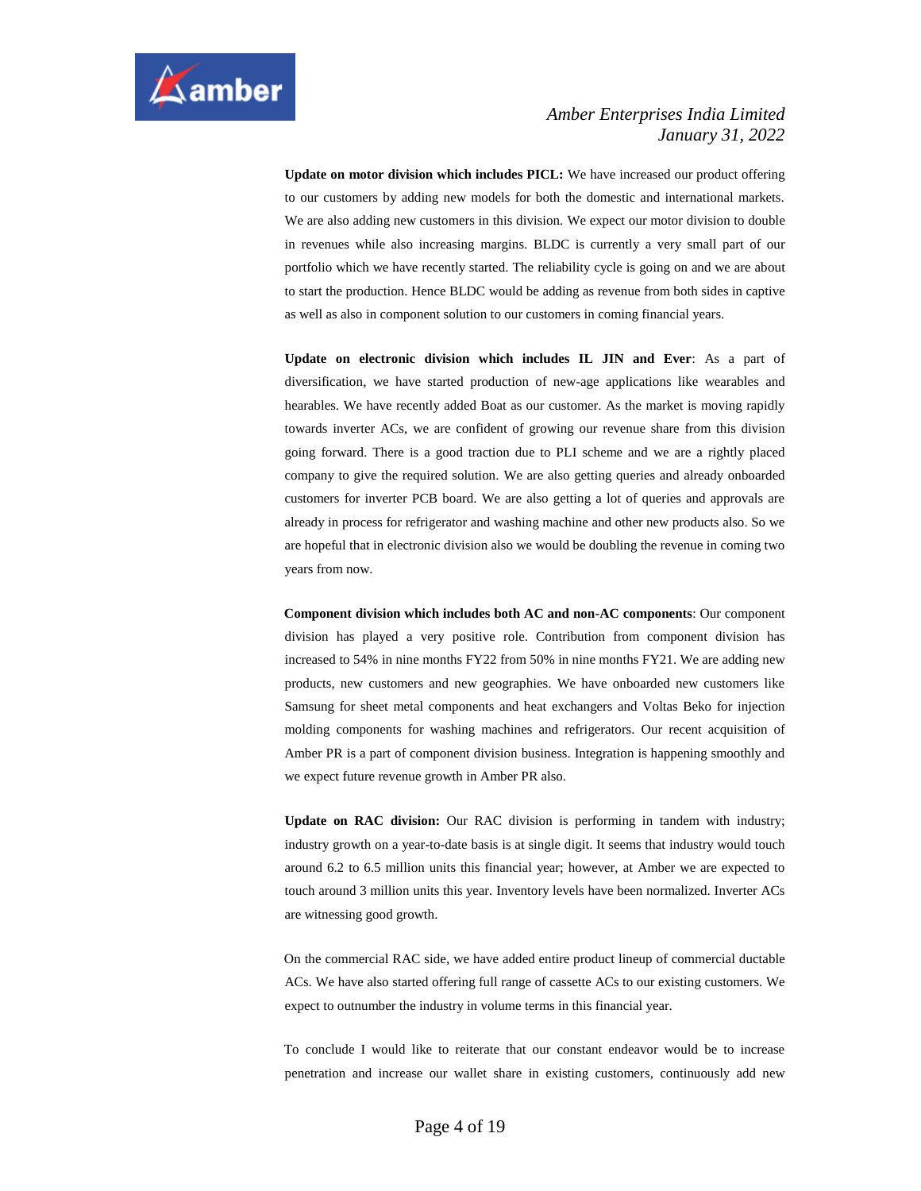**Update on motor division which includes PICL:** We have increased our product offering to our customers by adding new models for both the domestic and international markets. We are also adding new customers in this division. We expect our motor division to double in revenues while also increasing margins. BLDC is currently a very small part of our portfolio which we have recently started. The reliability cycle is going on and we are about to start the production. Hence BLDC would be adding as revenue from both sides in captive as well as also in component solution to our customers in coming financial years.

**Update on electronic division which includes IL JIN and Ever**: As a part of diversification, we have started production of new-age applications like wearables and hearables. We have recently added Boat as our customer. As the market is moving rapidly towards inverter ACs, we are confident of growing our revenue share from this division going forward. There is a good traction due to PLI scheme and we are a rightly placed company to give the required solution. We are also getting queries and already onboarded customers for inverter PCB board. We are also getting a lot of queries and approvals are already in process for refrigerator and washing machine and other new products also. So we are hopeful that in electronic division also we would be doubling the revenue in coming two years from now.

**Component division which includes both AC and non-AC components**: Our component division has played a very positive role. Contribution from component division has increased to 54% in nine months FY22 from 50% in nine months FY21. We are adding new products, new customers and new geographies. We have onboarded new customers like Samsung for sheet metal components and heat exchangers and Voltas Beko for injection molding components for washing machines and refrigerators. Our recent acquisition of Amber PR is a part of component division business. Integration is happening smoothly and we expect future revenue growth in Amber PR also.

**Update on RAC division:** Our RAC division is performing in tandem with industry; industry growth on a year-to-date basis is at single digit. It seems that industry would touch around 6.2 to 6.5 million units this financial year; however, at Amber we are expected to touch around 3 million units this year. Inventory levels have been normalized. Inverter ACs are witnessing good growth.

On the commercial RAC side, we have added entire product lineup of commercial ductable ACs. We have also started offering full range of cassette ACs to our existing customers. We expect to outnumber the industry in volume terms in this financial year.

To conclude I would like to reiterate that our constant endeavor would be to increase penetration and increase our wallet share in existing customers, continuously add new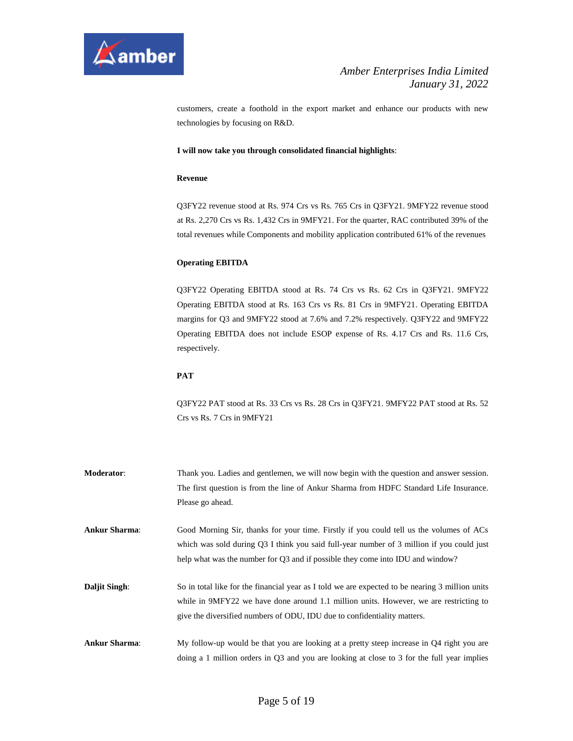customers, create a foothold in the export market and enhance our products with new technologies by focusing on R&D.

**I will now take you through consolidated financial highlights**:

**Revenue**

Q3FY22 revenue stood at Rs. 974 Crs vs Rs. 765 Crs in Q3FY21. 9MFY22 revenue stood at Rs. 2,270 Crs vs Rs. 1,432 Crs in 9MFY21. For the quarter, RAC contributed 39% of the total revenues while Components and mobility application contributed 61% of the revenues

**Operating EBITDA**

Q3FY22 Operating EBITDA stood at Rs. 74 Crs vs Rs. 62 Crs in Q3FY21. 9MFY22 Operating EBITDA stood at Rs. 163 Crs vs Rs. 81 Crs in 9MFY21. Operating EBITDA margins for Q3 and 9MFY22 stood at 7.6% and 7.2% respectively. Q3FY22 and 9MFY22 Operating EBITDA does not include ESOP expense of Rs. 4.17 Crs and Rs. 11.6 Crs, respectively.

**PAT**

Q3FY22 PAT stood at Rs. 33 Crs vs Rs. 28 Crs in Q3FY21. 9MFY22 PAT stood at Rs. 52 Crs vs Rs. 7 Crs in 9MFY21

**Moderator**: Thank you. Ladies and gentlemen, we will now begin with the question and answer session. The first question is from the line of Ankur Sharma from HDFC Standard Life Insurance. Please go ahead.

**Ankur Sharma**: Good Morning Sir, thanks for your time. Firstly if you could tell us the volumes of ACs which was sold during Q3 I think you said full-year number of 3 million if you could just help what was the number for Q3 and if possible they come into IDU and window?

**Daljit Singh**: So in total like for the financial year as I told we are expected to be nearing 3 million units while in 9MFY22 we have done around 1.1 million units. However, we are restricting to give the diversified numbers of ODU, IDU due to confidentiality matters.

**Ankur Sharma**: My follow-up would be that you are looking at a pretty steep increase in Q4 right you are doing a 1 million orders in Q3 and you are looking at close to 3 for the full year implies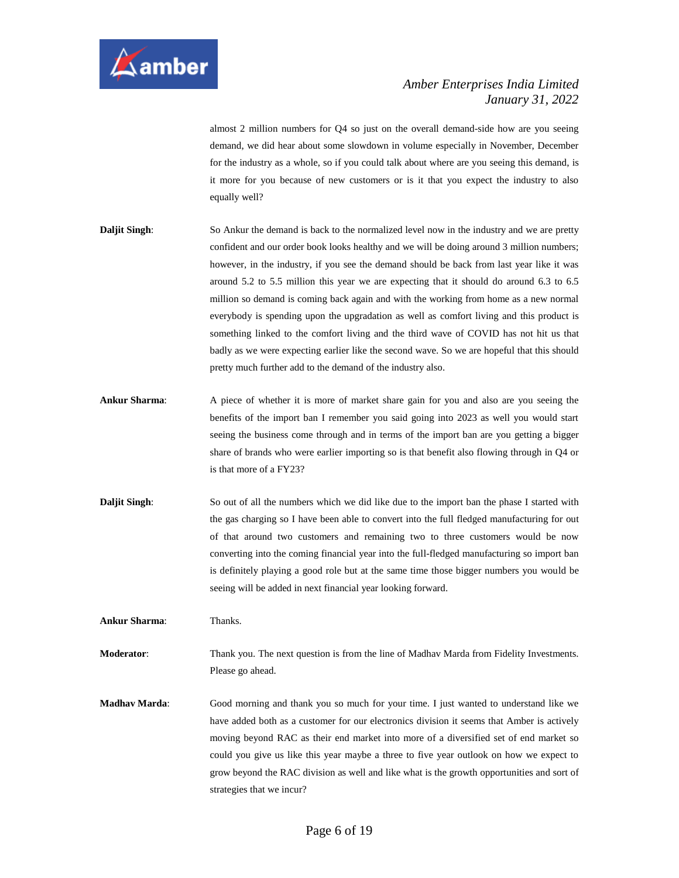almost 2 million numbers for Q4 so just on the overall demand-side how are you seeing demand, we did hear about some slowdown in volume especially in November, December for the industry as a whole, so if you could talk about where are you seeing this demand, is it more for you because of new customers or is it that you expect the industry to also equally well?

**Daljit Singh**: So Ankur the demand is back to the normalized level now in the industry and we are pretty confident and our order book looks healthy and we will be doing around 3 million numbers; however, in the industry, if you see the demand should be back from last year like it was around 5.2 to 5.5 million this year we are expecting that it should do around 6.3 to 6.5 million so demand is coming back again and with the working from home as a new normal everybody is spending upon the upgradation as well as comfort living and this product is something linked to the comfort living and the third wave of COVID has not hit us that badly as we were expecting earlier like the second wave. So we are hopeful that this should pretty much further add to the demand of the industry also.

**Ankur Sharma**: A piece of whether it is more of market share gain for you and also are you seeing the benefits of the import ban I remember you said going into 2023 as well you would start seeing the business come through and in terms of the import ban are you getting a bigger share of brands who were earlier importing so is that benefit also flowing through in Q4 or is that more of a FY23?

**Daljit Singh**: So out of all the numbers which we did like due to the import ban the phase I started with the gas charging so I have been able to convert into the full fledged manufacturing for out of that around two customers and remaining two to three customers would be now converting into the coming financial year into the full-fledged manufacturing so import ban is definitely playing a good role but at the same time those bigger numbers you would be seeing will be added in next financial year looking forward.

**Ankur Sharma**: Thanks.

**Moderator**: Thank you. The next question is from the line of Madhav Marda from Fidelity Investments. Please go ahead.

**Madhav Marda**: Good morning and thank you so much for your time. I just wanted to understand like we have added both as a customer for our electronics division it seems that Amber is actively moving beyond RAC as their end market into more of a diversified set of end market so could you give us like this year maybe a three to five year outlook on how we expect to grow beyond the RAC division as well and like what is the growth opportunities and sort of strategies that we incur?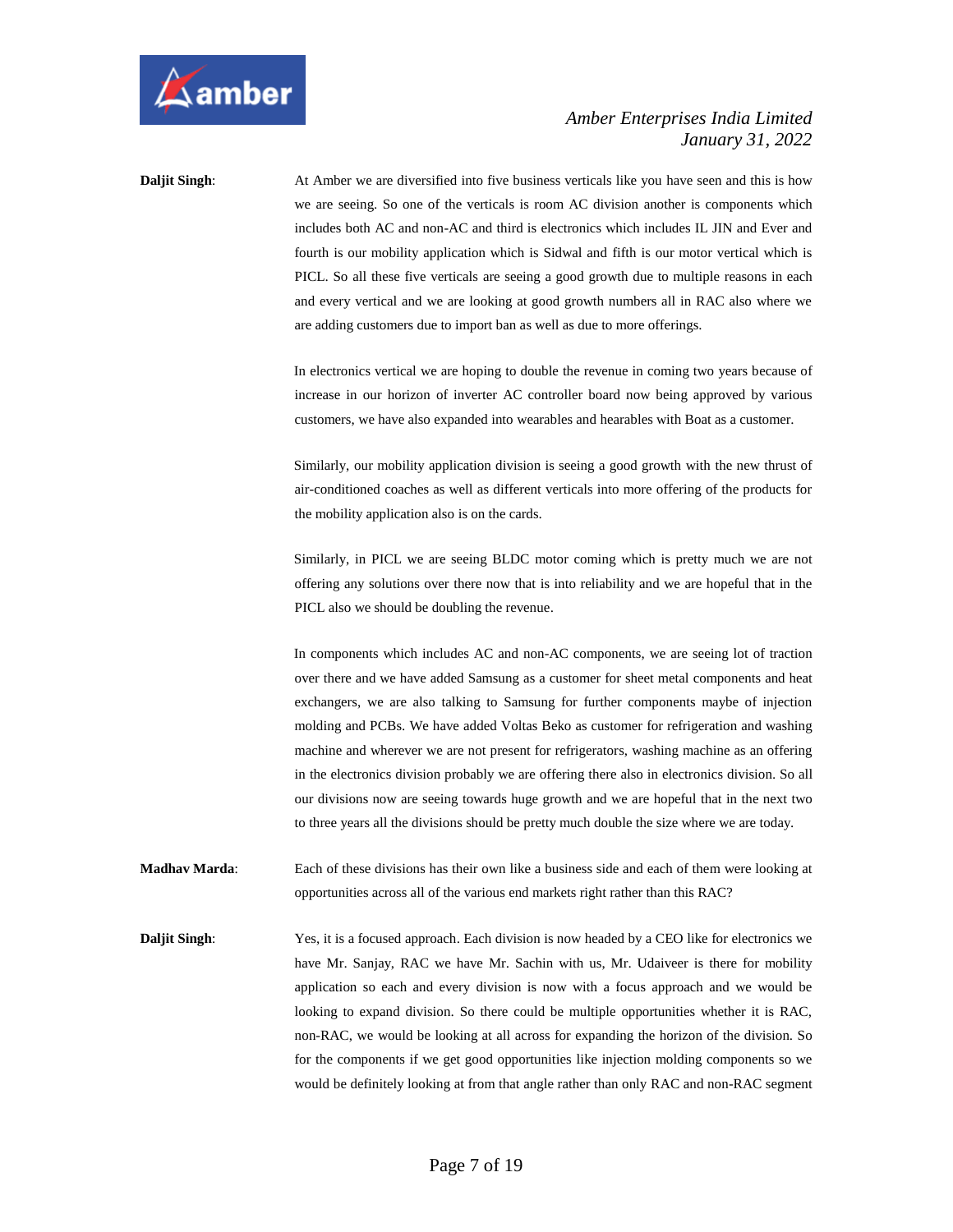**Daljit Singh**: At Amber we are diversified into five business verticals like you have seen and this is how we are seeing. So one of the verticals is room AC division another is components which includes both AC and non-AC and third is electronics which includes IL JIN and Ever and fourth is our mobility application which is Sidwal and fifth is our motor vertical which is PICL. So all these five verticals are seeing a good growth due to multiple reasons in each and every vertical and we are looking at good growth numbers all in RAC also where we are adding customers due to import ban as well as due to more offerings.

In electronics vertical we are hoping to double the revenue in coming two years because of increase in our horizon of inverter AC controller board now being approved by various customers, we have also expanded into wearables and hearables with Boat as a customer.

Similarly, our mobility application division is seeing a good growth with the new thrust of air-conditioned coaches as well as different verticals into more offering of the products for the mobility application also is on the cards.

Similarly, in PICL we are seeing BLDC motor coming which is pretty much we are not offering any solutions over there now that is into reliability and we are hopeful that in the PICL also we should be doubling the revenue.

In components which includes AC and non-AC components, we are seeing lot of traction over there and we have added Samsung as a customer for sheet metal components and heat exchangers, we are also talking to Samsung for further components maybe of injection molding and PCBs. We have added Voltas Beko as customer for refrigeration and washing machine and wherever we are not present for refrigerators, washing machine as an offering in the electronics division probably we are offering there also in electronics division. So all our divisions now are seeing towards huge growth and we are hopeful that in the next two to three years all the divisions should be pretty much double the size where we are today.

**Madhav Marda**: Each of these divisions has their own like a business side and each of them were looking at opportunities across all of the various end markets right rather than this RAC?

**Daljit Singh**: Yes, it is a focused approach. Each division is now headed by a CEO like for electronics we have Mr. Sanjay, RAC we have Mr. Sachin with us, Mr. Udaiveer is there for mobility application so each and every division is now with a focus approach and we would be looking to expand division. So there could be multiple opportunities whether it is RAC, non-RAC, we would be looking at all across for expanding the horizon of the division. So for the components if we get good opportunities like injection molding components so we would be definitely looking at from that angle rather than only RAC and non-RAC segment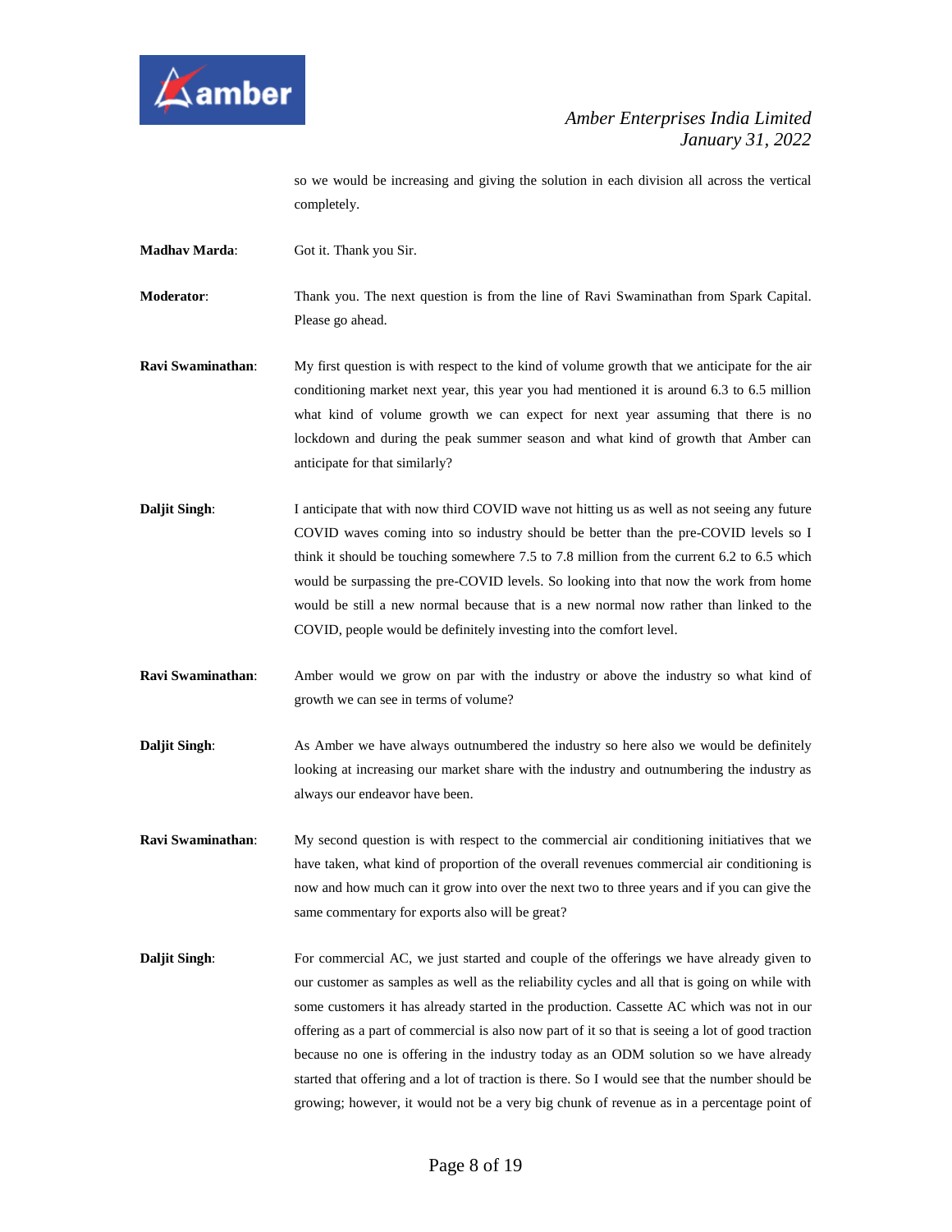so we would be increasing and giving the solution in each division all across the vertical completely.

**Madhav Marda**: Got it. Thank you Sir.

**Moderator**: Thank you. The next question is from the line of Ravi Swaminathan from Spark Capital. Please go ahead.

**Ravi Swaminathan**: My first question is with respect to the kind of volume growth that we anticipate for the air conditioning market next year, this year you had mentioned it is around 6.3 to 6.5 million what kind of volume growth we can expect for next year assuming that there is no lockdown and during the peak summer season and what kind of growth that Amber can anticipate for that similarly?

**Daljit Singh**: I anticipate that with now third COVID wave not hitting us as well as not seeing any future COVID waves coming into so industry should be better than the pre-COVID levels so I think it should be touching somewhere 7.5 to 7.8 million from the current 6.2 to 6.5 which would be surpassing the pre-COVID levels. So looking into that now the work from home would be still a new normal because that is a new normal now rather than linked to the COVID, people would be definitely investing into the comfort level.

**Ravi Swaminathan**: Amber would we grow on par with the industry or above the industry so what kind of growth we can see in terms of volume?

**Daljit Singh**: As Amber we have always outnumbered the industry so here also we would be definitely looking at increasing our market share with the industry and outnumbering the industry as always our endeavor have been.

**Ravi Swaminathan**: My second question is with respect to the commercial air conditioning initiatives that we have taken, what kind of proportion of the overall revenues commercial air conditioning is now and how much can it grow into over the next two to three years and if you can give the same commentary for exports also will be great?

**Daljit Singh**: For commercial AC, we just started and couple of the offerings we have already given to our customer as samples as well as the reliability cycles and all that is going on while with some customers it has already started in the production. Cassette AC which was not in our offering as a part of commercial is also now part of it so that is seeing a lot of good traction because no one is offering in the industry today as an ODM solution so we have already started that offering and a lot of traction is there. So I would see that the number should be growing; however, it would not be a very big chunk of revenue as in a percentage point of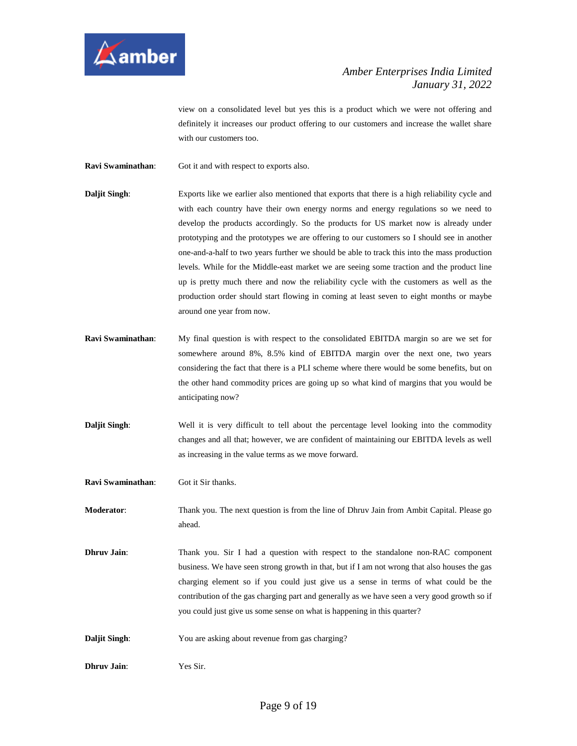view on a consolidated level but yes this is a product which we were not offering and definitely it increases our product offering to our customers and increase the wallet share with our customers too.

**Ravi Swaminathan**: Got it and with respect to exports also.

**Daljit Singh**: Exports like we earlier also mentioned that exports that there is a high reliability cycle and with each country have their own energy norms and energy regulations so we need to develop the products accordingly. So the products for US market now is already under prototyping and the prototypes we are offering to our customers so I should see in another one-and-a-half to two years further we should be able to track this into the mass production levels. While for the Middle-east market we are seeing some traction and the product line up is pretty much there and now the reliability cycle with the customers as well as the production order should start flowing in coming at least seven to eight months or maybe around one year from now.

**Ravi Swaminathan**: My final question is with respect to the consolidated EBITDA margin so are we set for somewhere around 8%, 8.5% kind of EBITDA margin over the next one, two years considering the fact that there is a PLI scheme where there would be some benefits, but on the other hand commodity prices are going up so what kind of margins that you would be anticipating now?

**Daljit Singh**: Well it is very difficult to tell about the percentage level looking into the commodity changes and all that; however, we are confident of maintaining our EBITDA levels as well as increasing in the value terms as we move forward.

**Ravi Swaminathan**: Got it Sir thanks.

**Moderator**: Thank you. The next question is from the line of Dhruv Jain from Ambit Capital. Please go ahead.

**Dhruv Jain**: Thank you. Sir I had a question with respect to the standalone non-RAC component business. We have seen strong growth in that, but if I am not wrong that also houses the gas charging element so if you could just give us a sense in terms of what could be the contribution of the gas charging part and generally as we have seen a very good growth so if you could just give us some sense on what is happening in this quarter?

**Daljit Singh**: You are asking about revenue from gas charging?

**Dhruv Jain**: Yes Sir.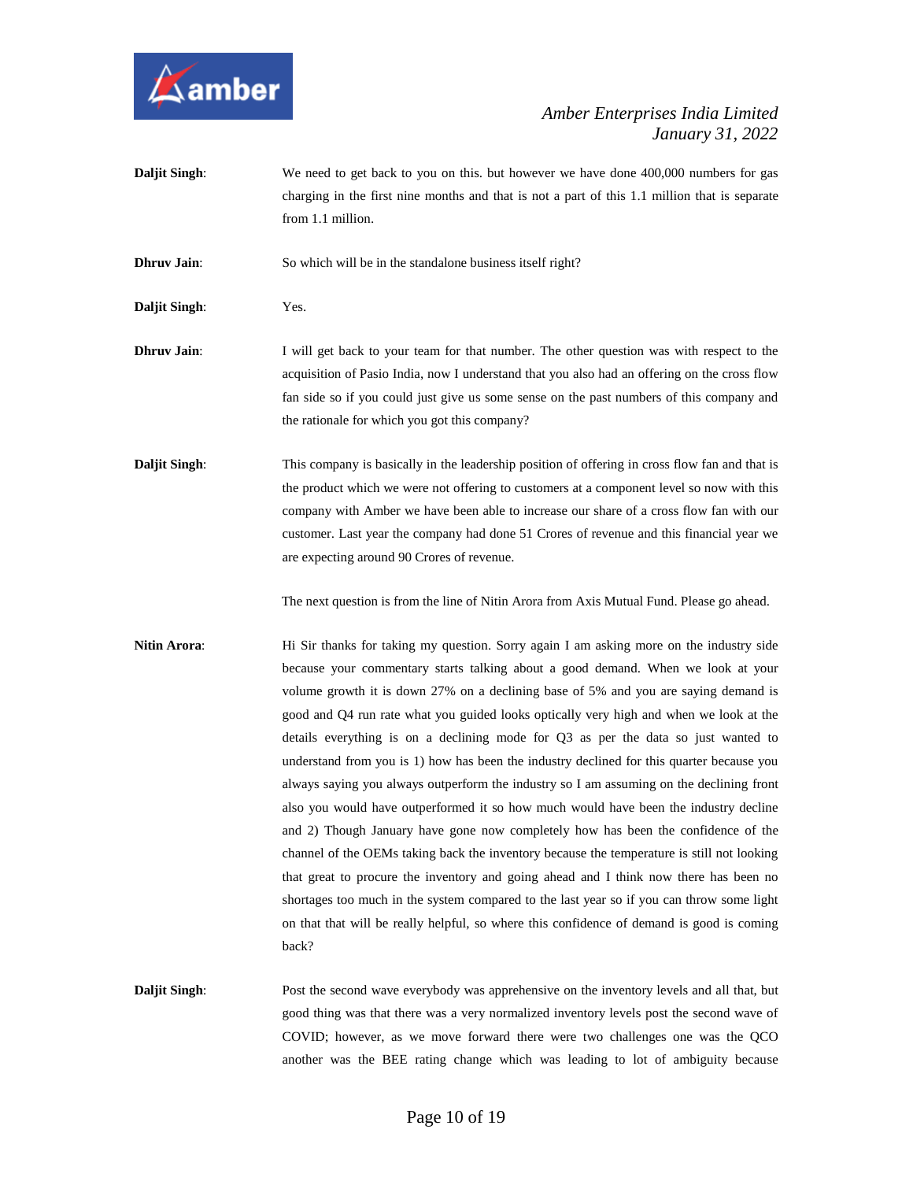**Daljit Singh**: We need to get back to you on this. but however we have done 400,000 numbers for gas charging in the first nine months and that is not a part of this 1.1 million that is separate from 1.1 million.

**Dhruv Jain**: So which will be in the standalone business itself right?

**Daljit Singh**: Yes.

**Dhruv Jain**: I will get back to your team for that number. The other question was with respect to the acquisition of Pasio India, now I understand that you also had an offering on the cross flow fan side so if you could just give us some sense on the past numbers of this company and the rationale for which you got this company?

**Daljit Singh**: This company is basically in the leadership position of offering in cross flow fan and that is the product which we were not offering to customers at a component level so now with this company with Amber we have been able to increase our share of a cross flow fan with our customer. Last year the company had done 51 Crores of revenue and this financial year we are expecting around 90 Crores of revenue.

The next question is from the line of Nitin Arora from Axis Mutual Fund. Please go ahead.

**Nitin Arora**: Hi Sir thanks for taking my question. Sorry again I am asking more on the industry side because your commentary starts talking about a good demand. When we look at your volume growth it is down 27% on a declining base of 5% and you are saying demand is good and Q4 run rate what you guided looks optically very high and when we look at the details everything is on a declining mode for Q3 as per the data so just wanted to understand from you is 1) how has been the industry declined for this quarter because you always saying you always outperform the industry so I am assuming on the declining front also you would have outperformed it so how much would have been the industry decline and 2) Though January have gone now completely how has been the confidence of the channel of the OEMs taking back the inventory because the temperature is still not looking that great to procure the inventory and going ahead and I think now there has been no shortages too much in the system compared to the last year so if you can throw some light on that that will be really helpful, so where this confidence of demand is good is coming back?

**Daljit Singh**: Post the second wave everybody was apprehensive on the inventory levels and all that, but good thing was that there was a very normalized inventory levels post the second wave of COVID; however, as we move forward there were two challenges one was the QCO another was the BEE rating change which was leading to lot of ambiguity because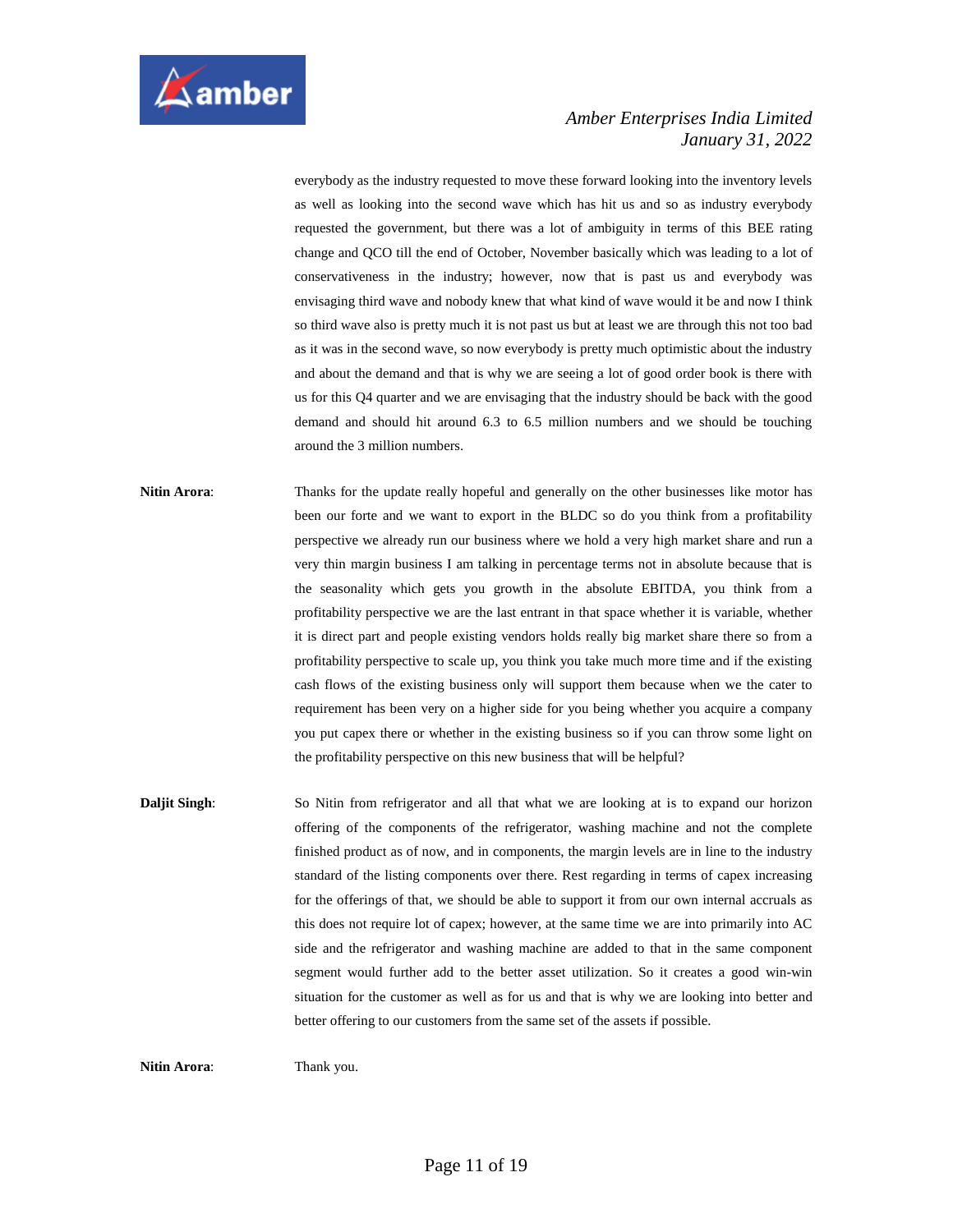everybody as the industry requested to move these forward looking into the inventory levels as well as looking into the second wave which has hit us and so as industry everybody requested the government, but there was a lot of ambiguity in terms of this BEE rating change and QCO till the end of October, November basically which was leading to a lot of conservativeness in the industry; however, now that is past us and everybody was envisaging third wave and nobody knew that what kind of wave would it be and now I think so third wave also is pretty much it is not past us but at least we are through this not too bad as it was in the second wave, so now everybody is pretty much optimistic about the industry and about the demand and that is why we are seeing a lot of good order book is there with us for this Q4 quarter and we are envisaging that the industry should be back with the good demand and should hit around 6.3 to 6.5 million numbers and we should be touching around the 3 million numbers.

**Nitin Arora**: Thanks for the update really hopeful and generally on the other businesses like motor has been our forte and we want to export in the BLDC so do you think from a profitability perspective we already run our business where we hold a very high market share and run a very thin margin business I am talking in percentage terms not in absolute because that is the seasonality which gets you growth in the absolute EBITDA, you think from a profitability perspective we are the last entrant in that space whether it is variable, whether it is direct part and people existing vendors holds really big market share there so from a profitability perspective to scale up, you think you take much more time and if the existing cash flows of the existing business only will support them because when we the cater to requirement has been very on a higher side for you being whether you acquire a company you put capex there or whether in the existing business so if you can throw some light on the profitability perspective on this new business that will be helpful?

**Daljit Singh**: So Nitin from refrigerator and all that what we are looking at is to expand our horizon offering of the components of the refrigerator, washing machine and not the complete finished product as of now, and in components, the margin levels are in line to the industry standard of the listing components over there. Rest regarding in terms of capex increasing for the offerings of that, we should be able to support it from our own internal accruals as this does not require lot of capex; however, at the same time we are into primarily into AC side and the refrigerator and washing machine are added to that in the same component segment would further add to the better asset utilization. So it creates a good win-win situation for the customer as well as for us and that is why we are looking into better and better offering to our customers from the same set of the assets if possible.

**Nitin Arora**: Thank you.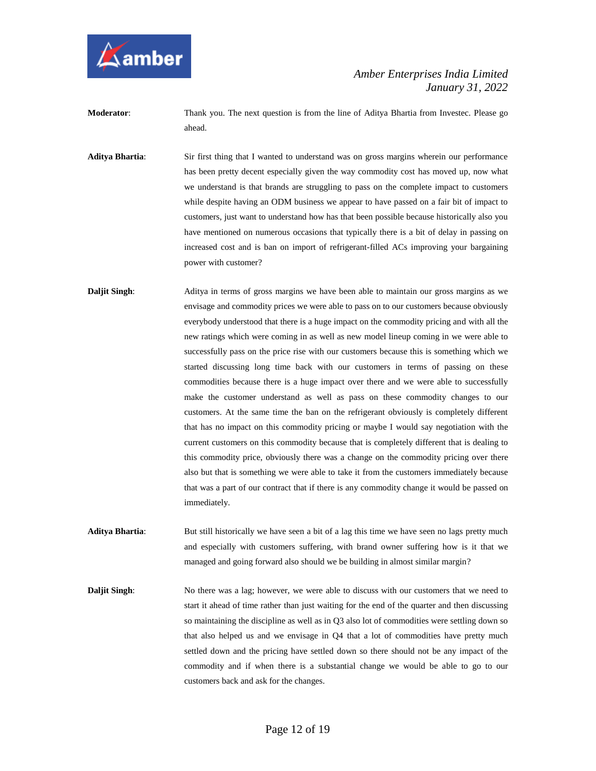**Moderator**: Thank you. The next question is from the line of Aditya Bhartia from Investec. Please go ahead.

**Aditya Bhartia**: Sir first thing that I wanted to understand was on gross margins wherein our performance has been pretty decent especially given the way commodity cost has moved up, now what we understand is that brands are struggling to pass on the complete impact to customers while despite having an ODM business we appear to have passed on a fair bit of impact to customers, just want to understand how has that been possible because historically also you have mentioned on numerous occasions that typically there is a bit of delay in passing on increased cost and is ban on import of refrigerant-filled ACs improving your bargaining power with customer?

**Daljit Singh**: Aditya in terms of gross margins we have been able to maintain our gross margins as we envisage and commodity prices we were able to pass on to our customers because obviously everybody understood that there is a huge impact on the commodity pricing and with all the new ratings which were coming in as well as new model lineup coming in we were able to successfully pass on the price rise with our customers because this is something which we started discussing long time back with our customers in terms of passing on these commodities because there is a huge impact over there and we were able to successfully make the customer understand as well as pass on these commodity changes to our customers. At the same time the ban on the refrigerant obviously is completely different that has no impact on this commodity pricing or maybe I would say negotiation with the current customers on this commodity because that is completely different that is dealing to this commodity price, obviously there was a change on the commodity pricing over there also but that is something we were able to take it from the customers immediately because that was a part of our contract that if there is any commodity change it would be passed on immediately.

**Aditya Bhartia**: But still historically we have seen a bit of a lag this time we have seen no lags pretty much and especially with customers suffering, with brand owner suffering how is it that we managed and going forward also should we be building in almost similar margin?

**Daljit Singh**: No there was a lag; however, we were able to discuss with our customers that we need to start it ahead of time rather than just waiting for the end of the quarter and then discussing so maintaining the discipline as well as in Q3 also lot of commodities were settling down so that also helped us and we envisage in Q4 that a lot of commodities have pretty much settled down and the pricing have settled down so there should not be any impact of the commodity and if when there is a substantial change we would be able to go to our customers back and ask for the changes.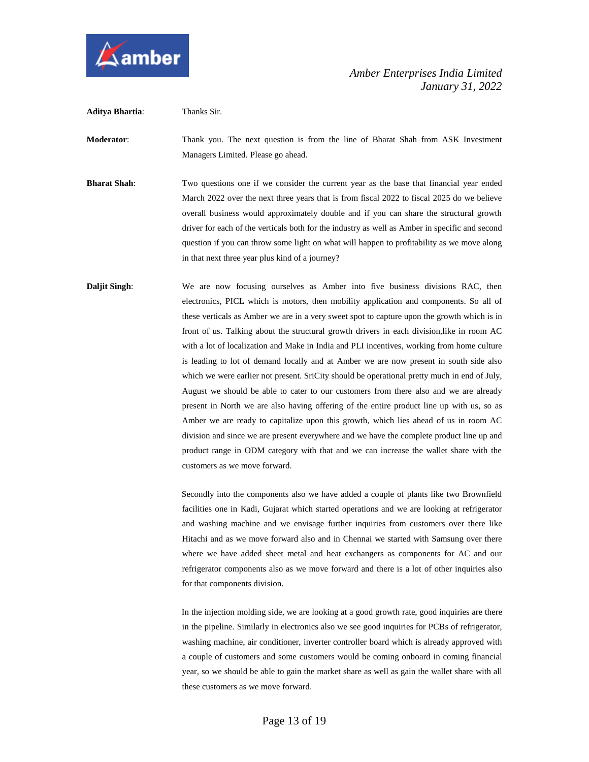**Aditya Bhartia**: Thanks Sir.

**Moderator**: Thank you. The next question is from the line of Bharat Shah from ASK Investment Managers Limited. Please go ahead.

**Bharat Shah**: Two questions one if we consider the current year as the base that financial year ended March 2022 over the next three years that is from fiscal 2022 to fiscal 2025 do we believe overall business would approximately double and if you can share the structural growth driver for each of the verticals both for the industry as well as Amber in specific and second question if you can throw some light on what will happen to profitability as we move along in that next three year plus kind of a journey?

**Daljit Singh**: We are now focusing ourselves as Amber into five business divisions RAC, then electronics, PICL which is motors, then mobility application and components. So all of these verticals as Amber we are in a very sweet spot to capture upon the growth which is in front of us. Talking about the structural growth drivers in each division,like in room AC with a lot of localization and Make in India and PLI incentives, working from home culture is leading to lot of demand locally and at Amber we are now present in south side also which we were earlier not present. SriCity should be operational pretty much in end of July, August we should be able to cater to our customers from there also and we are already present in North we are also having offering of the entire product line up with us, so as Amber we are ready to capitalize upon this growth, which lies ahead of us in room AC division and since we are present everywhere and we have the complete product line up and product range in ODM category with that and we can increase the wallet share with the customers as we move forward.

Secondly into the components also we have added a couple of plants like two Brownfield facilities one in Kadi, Gujarat which started operations and we are looking at refrigerator and washing machine and we envisage further inquiries from customers over there like Hitachi and as we move forward also and in Chennai we started with Samsung over there where we have added sheet metal and heat exchangers as components for AC and our refrigerator components also as we move forward and there is a lot of other inquiries also for that components division.

In the injection molding side, we are looking at a good growth rate, good inquiries are there in the pipeline. Similarly in electronics also we see good inquiries for PCBs of refrigerator, washing machine, air conditioner, inverter controller board which is already approved with a couple of customers and some customers would be coming onboard in coming financial year, so we should be able to gain the market share as well as gain the wallet share with all these customers as we move forward.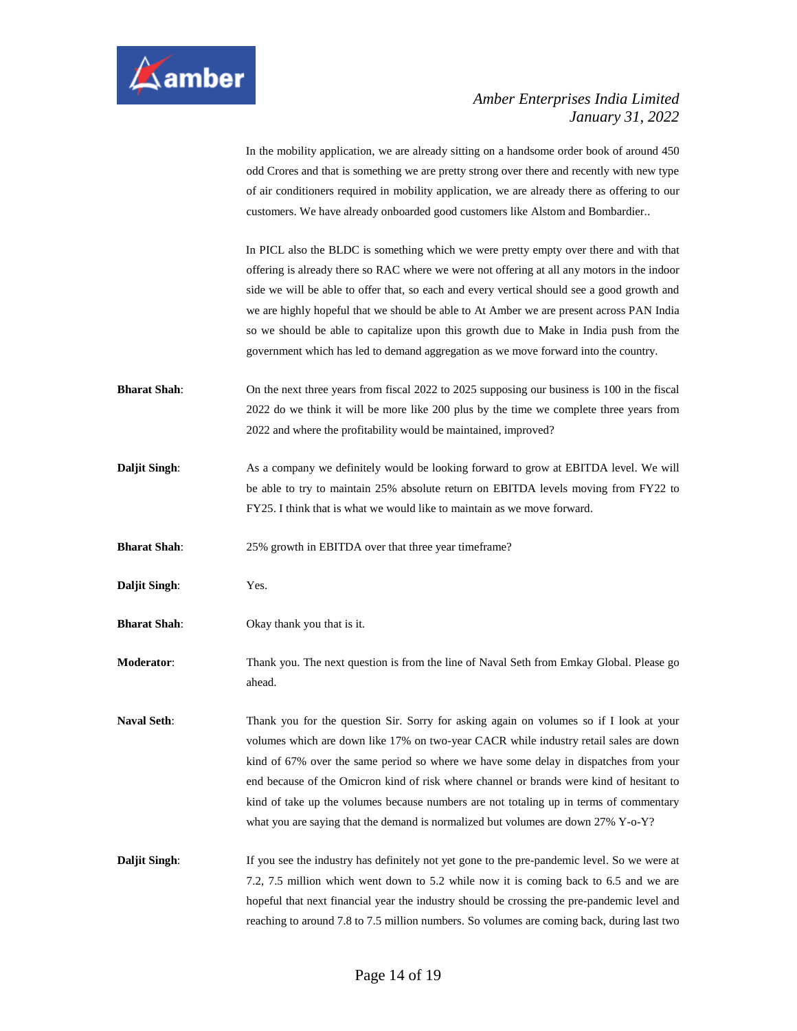In the mobility application, we are already sitting on a handsome order book of around 450 odd Crores and that is something we are pretty strong over there and recently with new type of air conditioners required in mobility application, we are already there as offering to our customers. We have already onboarded good customers like Alstom and Bombardier..

In PICL also the BLDC is something which we were pretty empty over there and with that offering is already there so RAC where we were not offering at all any motors in the indoor side we will be able to offer that, so each and every vertical should see a good growth and we are highly hopeful that we should be able to At Amber we are present across PAN India so we should be able to capitalize upon this growth due to Make in India push from the government which has led to demand aggregation as we move forward into the country.

**Bharat Shah**: On the next three years from fiscal 2022 to 2025 supposing our business is 100 in the fiscal 2022 do we think it will be more like 200 plus by the time we complete three years from 2022 and where the profitability would be maintained, improved?

**Daljit Singh**: As a company we definitely would be looking forward to grow at EBITDA level. We will be able to try to maintain 25% absolute return on EBITDA levels moving from FY22 to FY25. I think that is what we would like to maintain as we move forward.

**Bharat Shah**: 25% growth in EBITDA over that three year timeframe?

**Daljit Singh**: Yes.

**Bharat Shah**: Okay thank you that is it.

**Moderator**: Thank you. The next question is from the line of Naval Seth from Emkay Global. Please go ahead.

**Naval Seth**: Thank you for the question Sir. Sorry for asking again on volumes so if I look at your volumes which are down like 17% on two-year CACR while industry retail sales are down kind of 67% over the same period so where we have some delay in dispatches from your end because of the Omicron kind of risk where channel or brands were kind of hesitant to kind of take up the volumes because numbers are not totaling up in terms of commentary what you are saying that the demand is normalized but volumes are down 27% Y-o-Y?

**Daljit Singh**: If you see the industry has definitely not yet gone to the pre-pandemic level. So we were at 7.2, 7.5 million which went down to 5.2 while now it is coming back to 6.5 and we are hopeful that next financial year the industry should be crossing the pre-pandemic level and reaching to around 7.8 to 7.5 million numbers. So volumes are coming back, during last two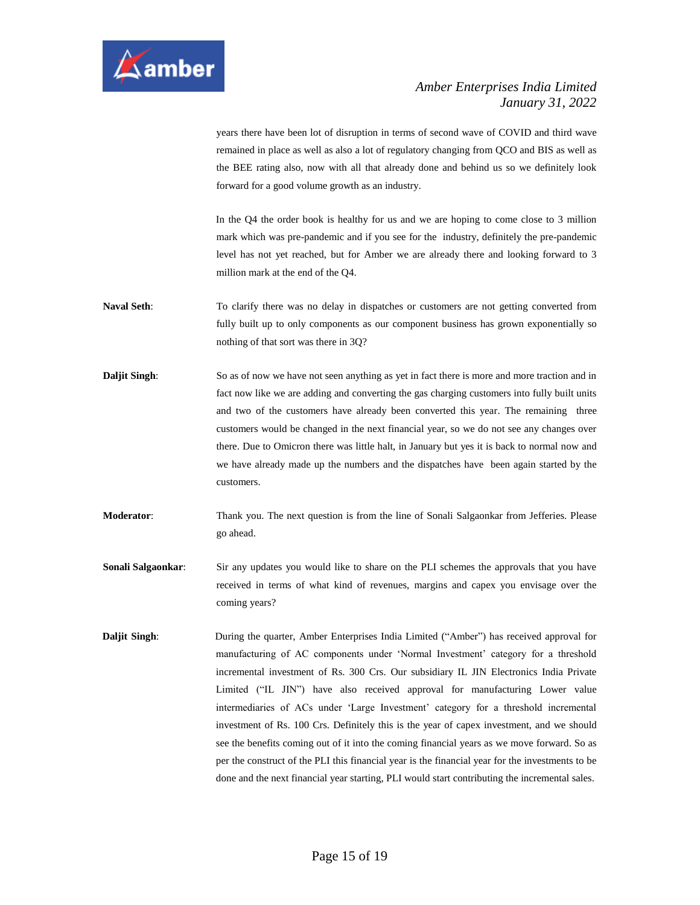years there have been lot of disruption in terms of second wave of COVID and third wave remained in place as well as also a lot of regulatory changing from QCO and BIS as well as the BEE rating also, now with all that already done and behind us so we definitely look forward for a good volume growth as an industry.

In the Q4 the order book is healthy for us and we are hoping to come close to 3 million mark which was pre-pandemic and if you see for the industry, definitely the pre-pandemic level has not yet reached, but for Amber we are already there and looking forward to 3 million mark at the end of the Q4.

**Naval Seth**: To clarify there was no delay in dispatches or customers are not getting converted from fully built up to only components as our component business has grown exponentially so nothing of that sort was there in 3Q?

**Daljit Singh**: So as of now we have not seen anything as yet in fact there is more and more traction and in fact now like we are adding and converting the gas charging customers into fully built units and two of the customers have already been converted this year. The remaining three customers would be changed in the next financial year, so we do not see any changes over there. Due to Omicron there was little halt, in January but yes it is back to normal now and we have already made up the numbers and the dispatches have been again started by the customers.

**Moderator**: Thank you. The next question is from the line of Sonali Salgaonkar from Jefferies. Please go ahead.

**Sonali Salgaonkar**: Sir any updates you would like to share on the PLI schemes the approvals that you have received in terms of what kind of revenues, margins and capex you envisage over the coming years?

**Daljit Singh**: During the quarter, Amber Enterprises India Limited ("Amber") has received approval for manufacturing of AC components under 'Normal Investment' category for a threshold incremental investment of Rs. 300 Crs. Our subsidiary IL JIN Electronics India Private Limited ("IL JIN") have also received approval for manufacturing Lower value intermediaries of ACs under 'Large Investment' category for a threshold incremental investment of Rs. 100 Crs. Definitely this is the year of capex investment, and we should see the benefits coming out of it into the coming financial years as we move forward. So as per the construct of the PLI this financial year is the financial year for the investments to be done and the next financial year starting, PLI would start contributing the incremental sales.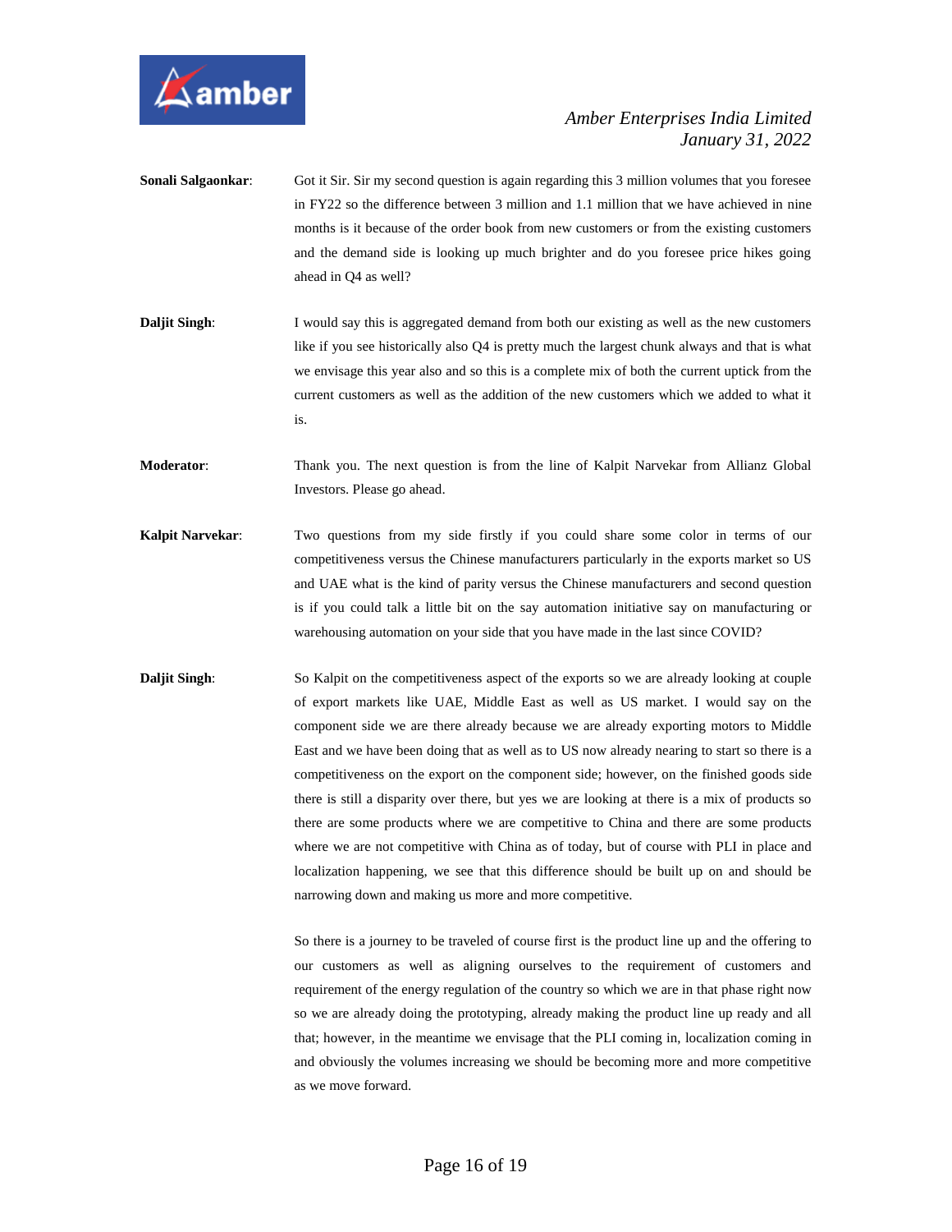**Sonali Salgaonkar**: Got it Sir. Sir my second question is again regarding this 3 million volumes that you foresee in FY22 so the difference between 3 million and 1.1 million that we have achieved in nine months is it because of the order book from new customers or from the existing customers and the demand side is looking up much brighter and do you foresee price hikes going ahead in Q4 as well?

**Daljit Singh**: I would say this is aggregated demand from both our existing as well as the new customers like if you see historically also Q4 is pretty much the largest chunk always and that is what we envisage this year also and so this is a complete mix of both the current uptick from the current customers as well as the addition of the new customers which we added to what it is.

**Moderator**: Thank you. The next question is from the line of Kalpit Narvekar from Allianz Global Investors. Please go ahead.

**Kalpit Narvekar**: Two questions from my side firstly if you could share some color in terms of our competitiveness versus the Chinese manufacturers particularly in the exports market so US and UAE what is the kind of parity versus the Chinese manufacturers and second question is if you could talk a little bit on the say automation initiative say on manufacturing or warehousing automation on your side that you have made in the last since COVID?

**Daljit Singh**: So Kalpit on the competitiveness aspect of the exports so we are already looking at couple of export markets like UAE, Middle East as well as US market. I would say on the component side we are there already because we are already exporting motors to Middle East and we have been doing that as well as to US now already nearing to start so there is a competitiveness on the export on the component side; however, on the finished goods side there is still a disparity over there, but yes we are looking at there is a mix of products so there are some products where we are competitive to China and there are some products where we are not competitive with China as of today, but of course with PLI in place and localization happening, we see that this difference should be built up on and should be narrowing down and making us more and more competitive.

So there is a journey to be traveled of course first is the product line up and the offering to our customers as well as aligning ourselves to the requirement of customers and requirement of the energy regulation of the country so which we are in that phase right now so we are already doing the prototyping, already making the product line up ready and all that; however, in the meantime we envisage that the PLI coming in, localization coming in and obviously the volumes increasing we should be becoming more and more competitive as we move forward.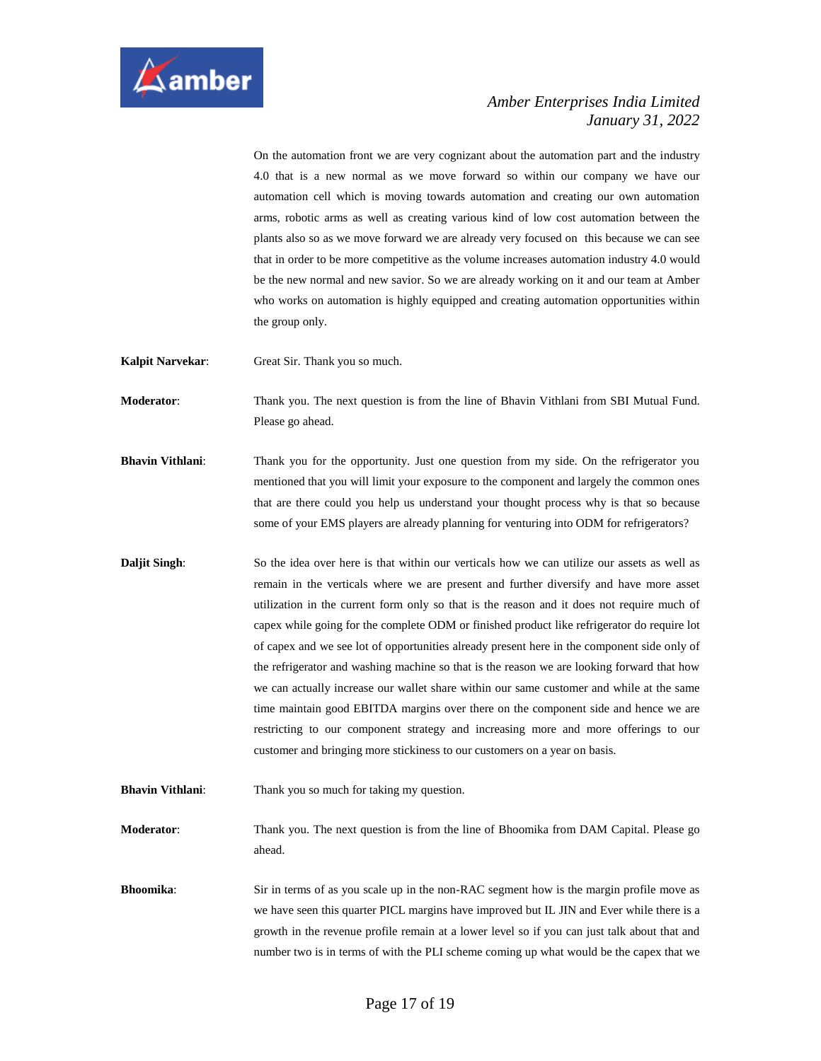On the automation front we are very cognizant about the automation part and the industry 4.0 that is a new normal as we move forward so within our company we have our automation cell which is moving towards automation and creating our own automation arms, robotic arms as well as creating various kind of low cost automation between the plants also so as we move forward we are already very focused on this because we can see that in order to be more competitive as the volume increases automation industry 4.0 would be the new normal and new savior. So we are already working on it and our team at Amber who works on automation is highly equipped and creating automation opportunities within the group only.

**Kalpit Narvekar**: Great Sir. Thank you so much.

**Moderator**: Thank you. The next question is from the line of Bhavin Vithlani from SBI Mutual Fund. Please go ahead.

**Bhavin Vithlani**: Thank you for the opportunity. Just one question from my side. On the refrigerator you mentioned that you will limit your exposure to the component and largely the common ones that are there could you help us understand your thought process why is that so because some of your EMS players are already planning for venturing into ODM for refrigerators?

**Daljit Singh**: So the idea over here is that within our verticals how we can utilize our assets as well as remain in the verticals where we are present and further diversify and have more asset utilization in the current form only so that is the reason and it does not require much of capex while going for the complete ODM or finished product like refrigerator do require lot of capex and we see lot of opportunities already present here in the component side only of the refrigerator and washing machine so that is the reason we are looking forward that how we can actually increase our wallet share within our same customer and while at the same time maintain good EBITDA margins over there on the component side and hence we are restricting to our component strategy and increasing more and more offerings to our customer and bringing more stickiness to our customers on a year on basis.

**Bhavin Vithlani**: Thank you so much for taking my question.

**Moderator**: Thank you. The next question is from the line of Bhoomika from DAM Capital. Please go ahead.

**Bhoomika**: Sir in terms of as you scale up in the non-RAC segment how is the margin profile move as we have seen this quarter PICL margins have improved but IL JIN and Ever while there is a growth in the revenue profile remain at a lower level so if you can just talk about that and number two is in terms of with the PLI scheme coming up what would be the capex that we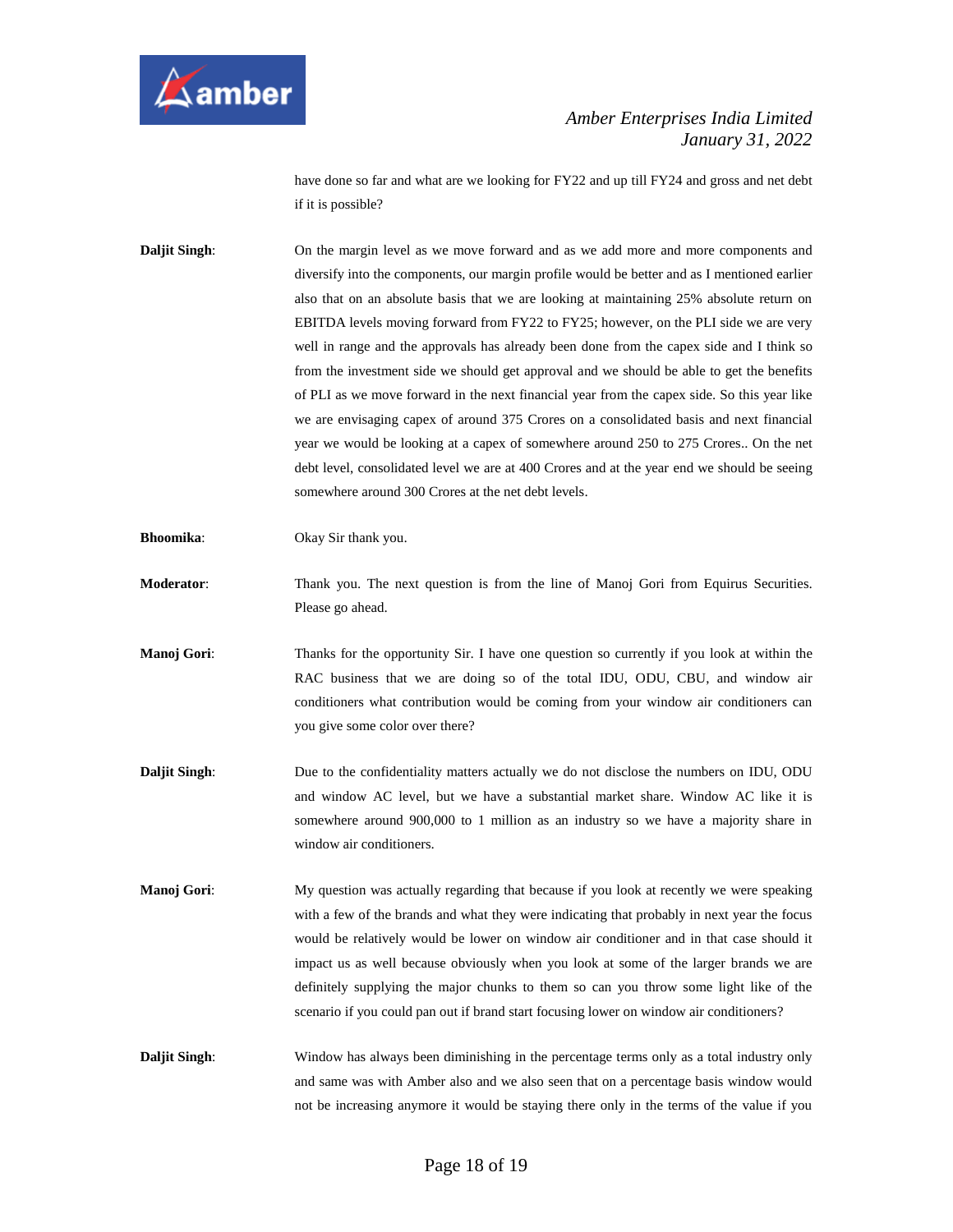have done so far and what are we looking for FY22 and up till FY24 and gross and net debt if it is possible?

**Daljit Singh**: On the margin level as we move forward and as we add more and more components and diversify into the components, our margin profile would be better and as I mentioned earlier also that on an absolute basis that we are looking at maintaining 25% absolute return on EBITDA levels moving forward from FY22 to FY25; however, on the PLI side we are very well in range and the approvals has already been done from the capex side and I think so from the investment side we should get approval and we should be able to get the benefits of PLI as we move forward in the next financial year from the capex side. So this year like we are envisaging capex of around 375 Crores on a consolidated basis and next financial year we would be looking at a capex of somewhere around 250 to 275 Crores.. On the net debt level, consolidated level we are at 400 Crores and at the year end we should be seeing somewhere around 300 Crores at the net debt levels.

**Bhoomika**: Okay Sir thank you.

**Moderator**: Thank you. The next question is from the line of Manoj Gori from Equirus Securities. Please go ahead.

**Manoj Gori**: Thanks for the opportunity Sir. I have one question so currently if you look at within the RAC business that we are doing so of the total IDU, ODU, CBU, and window air conditioners what contribution would be coming from your window air conditioners can you give some color over there?

**Daljit Singh**: Due to the confidentiality matters actually we do not disclose the numbers on IDU, ODU and window AC level, but we have a substantial market share. Window AC like it is somewhere around 900,000 to 1 million as an industry so we have a majority share in window air conditioners.

**Manoj Gori**: My question was actually regarding that because if you look at recently we were speaking with a few of the brands and what they were indicating that probably in next year the focus would be relatively would be lower on window air conditioner and in that case should it impact us as well because obviously when you look at some of the larger brands we are definitely supplying the major chunks to them so can you throw some light like of the scenario if you could pan out if brand start focusing lower on window air conditioners?

**Daljit Singh**: Window has always been diminishing in the percentage terms only as a total industry only and same was with Amber also and we also seen that on a percentage basis window would not be increasing anymore it would be staying there only in the terms of the value if you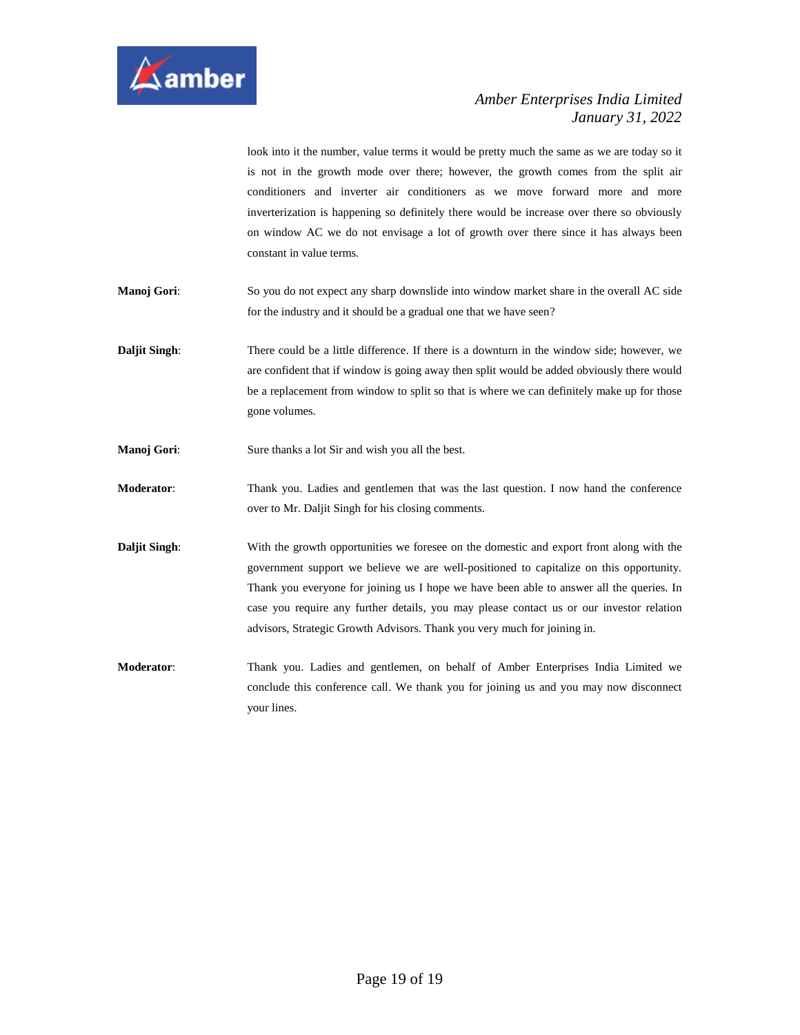look into it the number, value terms it would be pretty much the same as we are today so it is not in the growth mode over there; however, the growth comes from the split air conditioners and inverter air conditioners as we move forward more and more inverterization is happening so definitely there would be increase over there so obviously on window AC we do not envisage a lot of growth over there since it has always been constant in value terms.

**Manoj Gori**: So you do not expect any sharp downslide into window market share in the overall AC side for the industry and it should be a gradual one that we have seen?

**Daljit Singh**: There could be a little difference. If there is a downturn in the window side; however, we are confident that if window is going away then split would be added obviously there would be a replacement from window to split so that is where we can definitely make up for those gone volumes.

**Manoj Gori**: Sure thanks a lot Sir and wish you all the best.

**Moderator**: Thank you. Ladies and gentlemen that was the last question. I now hand the conference over to Mr. Daljit Singh for his closing comments.

**Daljit Singh**: With the growth opportunities we foresee on the domestic and export front along with the government support we believe we are well-positioned to capitalize on this opportunity. Thank you everyone for joining us I hope we have been able to answer all the queries. In case you require any further details, you may please contact us or our investor relation advisors, Strategic Growth Advisors. Thank you very much for joining in.

**Moderator**: Thank you. Ladies and gentlemen, on behalf of Amber Enterprises India Limited we conclude this conference call. We thank you for joining us and you may now disconnect your lines.